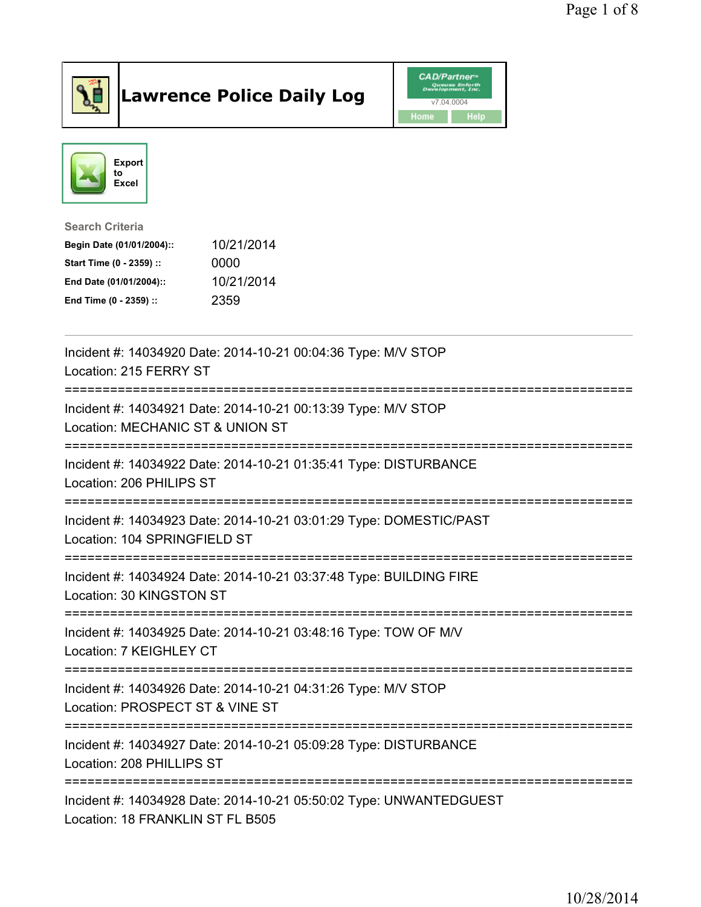# Lawrence Police Daily Log

CAD/Partner v7.04.0004

Home | Help

Export to Excel

**Search Criteria**

| | |
|---|---|
| **Begin Date (01/01/2004)::** | 10/21/2014 |
| **Start Time (0 - 2359) ::** | 0000 |
| **End Date (01/01/2004)::** | 10/21/2014 |
| **End Time (0 - 2359) ::** | 2359 |

---

Incident #: 14034920 Date: 2014-10-21 00:04:36 Type: M/V STOP
Location: 215 FERRY ST

===========================================================================

Incident #: 14034921 Date: 2014-10-21 00:13:39 Type: M/V STOP
Location: MECHANIC ST & UNION ST

===========================================================================

Incident #: 14034922 Date: 2014-10-21 01:35:41 Type: DISTURBANCE
Location: 206 PHILIPS ST

===========================================================================

Incident #: 14034923 Date: 2014-10-21 03:01:29 Type: DOMESTIC/PAST
Location: 104 SPRINGFIELD ST

===========================================================================

Incident #: 14034924 Date: 2014-10-21 03:37:48 Type: BUILDING FIRE
Location: 30 KINGSTON ST

===========================================================================

Incident #: 14034925 Date: 2014-10-21 03:48:16 Type: TOW OF M/V
Location: 7 KEIGHLEY CT

===========================================================================

Incident #: 14034926 Date: 2014-10-21 04:31:26 Type: M/V STOP
Location: PROSPECT ST & VINE ST

===========================================================================

Incident #: 14034927 Date: 2014-10-21 05:09:28 Type: DISTURBANCE
Location: 208 PHILLIPS ST

===========================================================================

Incident #: 14034928 Date: 2014-10-21 05:50:02 Type: UNWANTEDGUEST
Location: 18 FRANKLIN ST FL B505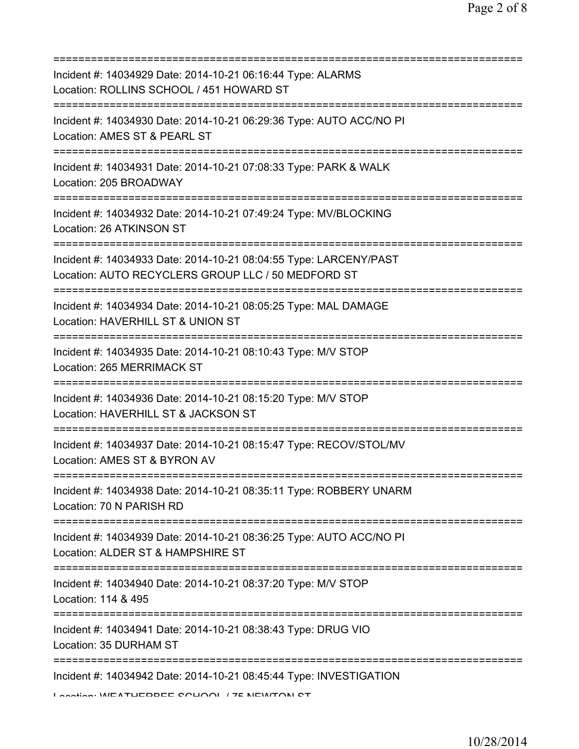===========================================================================
Incident #: 14034929 Date: 2014-10-21 06:16:44 Type: ALARMS
Location: ROLLINS SCHOOL / 451 HOWARD ST
===========================================================================
Incident #: 14034930 Date: 2014-10-21 06:29:36 Type: AUTO ACC/NO PI
Location: AMES ST & PEARL ST
===========================================================================
Incident #: 14034931 Date: 2014-10-21 07:08:33 Type: PARK & WALK
Location: 205 BROADWAY
===========================================================================
Incident #: 14034932 Date: 2014-10-21 07:49:24 Type: MV/BLOCKING
Location: 26 ATKINSON ST
===========================================================================
Incident #: 14034933 Date: 2014-10-21 08:04:55 Type: LARCENY/PAST
Location: AUTO RECYCLERS GROUP LLC / 50 MEDFORD ST
===========================================================================
Incident #: 14034934 Date: 2014-10-21 08:05:25 Type: MAL DAMAGE
Location: HAVERHILL ST & UNION ST
===========================================================================
Incident #: 14034935 Date: 2014-10-21 08:10:43 Type: M/V STOP
Location: 265 MERRIMACK ST
===========================================================================
Incident #: 14034936 Date: 2014-10-21 08:15:20 Type: M/V STOP
Location: HAVERHILL ST & JACKSON ST
===========================================================================
Incident #: 14034937 Date: 2014-10-21 08:15:47 Type: RECOV/STOL/MV
Location: AMES ST & BYRON AV
===========================================================================
Incident #: 14034938 Date: 2014-10-21 08:35:11 Type: ROBBERY UNARM
Location: 70 N PARISH RD
===========================================================================
Incident #: 14034939 Date: 2014-10-21 08:36:25 Type: AUTO ACC/NO PI
Location: ALDER ST & HAMPSHIRE ST
===========================================================================
Incident #: 14034940 Date: 2014-10-21 08:37:20 Type: M/V STOP
Location: 114 & 495
===========================================================================
Incident #: 14034941 Date: 2014-10-21 08:38:43 Type: DRUG VIO
Location: 35 DURHAM ST
===========================================================================
Incident #: 14034942 Date: 2014-10-21 08:45:44 Type: INVESTIGATION
Location: WEATHERBEE SCHOOL / 75 NEWTON ST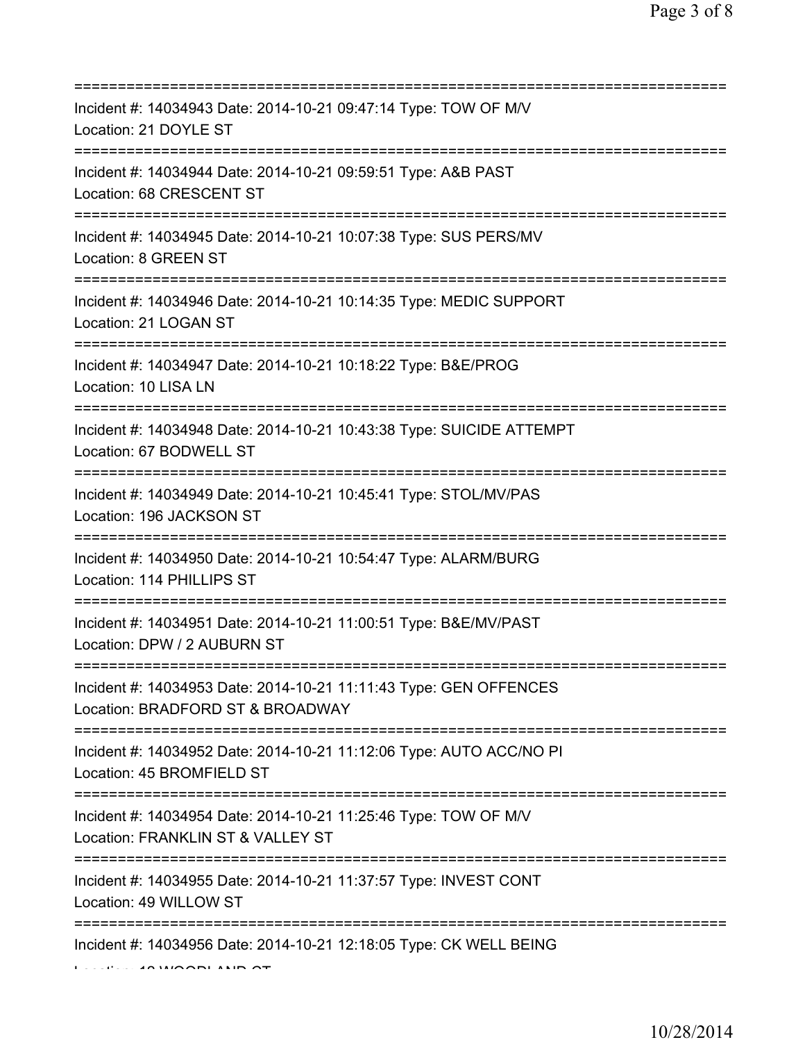===========================================================================
Incident #: 14034943 Date: 2014-10-21 09:47:14 Type: TOW OF M/V
Location: 21 DOYLE ST
===========================================================================
Incident #: 14034944 Date: 2014-10-21 09:59:51 Type: A&B PAST
Location: 68 CRESCENT ST
===========================================================================
Incident #: 14034945 Date: 2014-10-21 10:07:38 Type: SUS PERS/MV
Location: 8 GREEN ST
===========================================================================
Incident #: 14034946 Date: 2014-10-21 10:14:35 Type: MEDIC SUPPORT
Location: 21 LOGAN ST
===========================================================================
Incident #: 14034947 Date: 2014-10-21 10:18:22 Type: B&E/PROG
Location: 10 LISA LN
===========================================================================
Incident #: 14034948 Date: 2014-10-21 10:43:38 Type: SUICIDE ATTEMPT
Location: 67 BODWELL ST
===========================================================================
Incident #: 14034949 Date: 2014-10-21 10:45:41 Type: STOL/MV/PAS
Location: 196 JACKSON ST
===========================================================================
Incident #: 14034950 Date: 2014-10-21 10:54:47 Type: ALARM/BURG
Location: 114 PHILLIPS ST
===========================================================================
Incident #: 14034951 Date: 2014-10-21 11:00:51 Type: B&E/MV/PAST
Location: DPW / 2 AUBURN ST
===========================================================================
Incident #: 14034953 Date: 2014-10-21 11:11:43 Type: GEN OFFENCES
Location: BRADFORD ST & BROADWAY
===========================================================================
Incident #: 14034952 Date: 2014-10-21 11:12:06 Type: AUTO ACC/NO PI
Location: 45 BROMFIELD ST
===========================================================================
Incident #: 14034954 Date: 2014-10-21 11:25:46 Type: TOW OF M/V
Location: FRANKLIN ST & VALLEY ST
===========================================================================
Incident #: 14034955 Date: 2014-10-21 11:37:57 Type: INVEST CONT
Location: 49 WILLOW ST
===========================================================================
Incident #: 14034956 Date: 2014-10-21 12:18:05 Type: CK WELL BEING
Location: 12 WOODLAND ST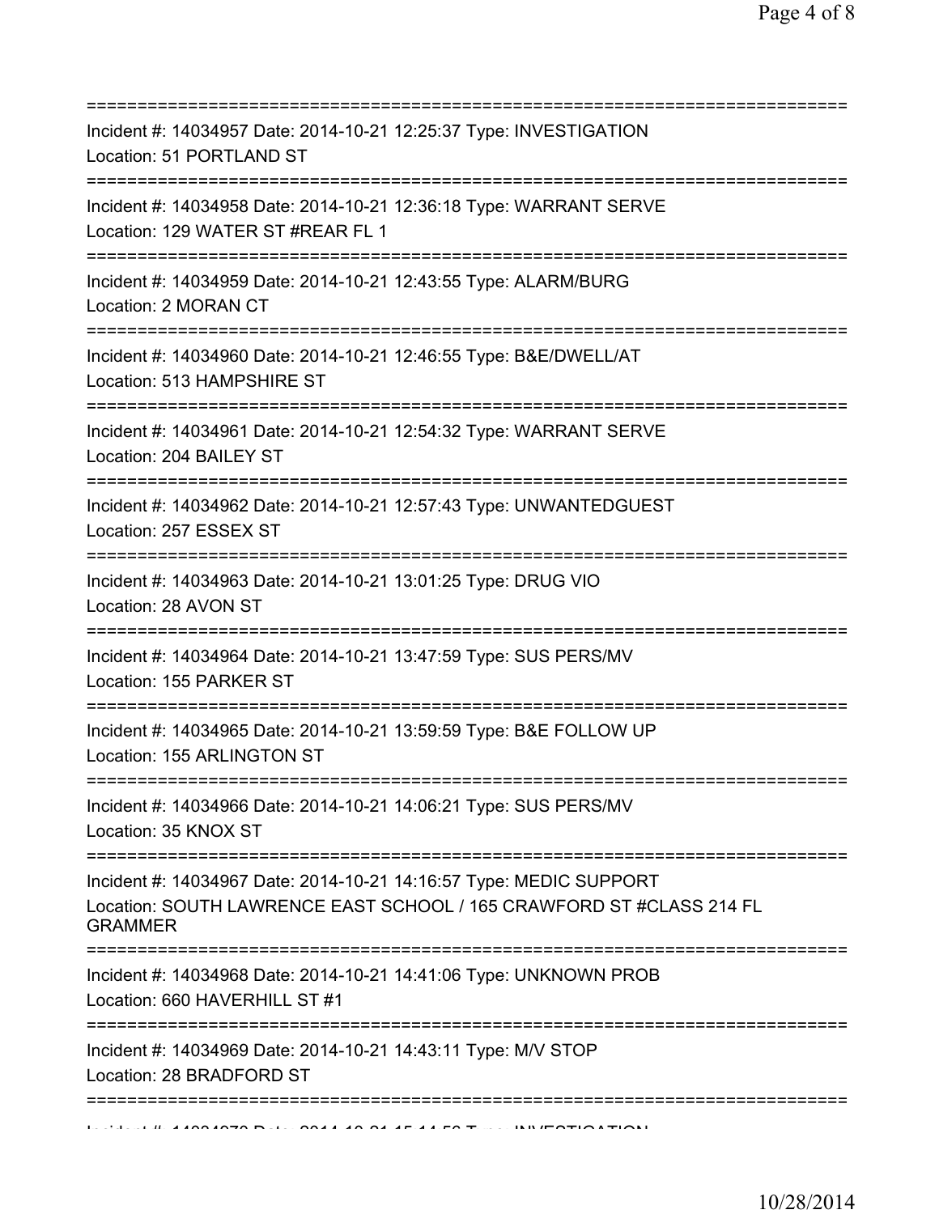===========================================================================
Incident #: 14034957 Date: 2014-10-21 12:25:37 Type: INVESTIGATION
Location: 51 PORTLAND ST
===========================================================================
Incident #: 14034958 Date: 2014-10-21 12:36:18 Type: WARRANT SERVE
Location: 129 WATER ST #REAR FL 1
===========================================================================
Incident #: 14034959 Date: 2014-10-21 12:43:55 Type: ALARM/BURG
Location: 2 MORAN CT
===========================================================================
Incident #: 14034960 Date: 2014-10-21 12:46:55 Type: B&E/DWELL/AT
Location: 513 HAMPSHIRE ST
===========================================================================
Incident #: 14034961 Date: 2014-10-21 12:54:32 Type: WARRANT SERVE
Location: 204 BAILEY ST
===========================================================================
Incident #: 14034962 Date: 2014-10-21 12:57:43 Type: UNWANTEDGUEST
Location: 257 ESSEX ST
===========================================================================
Incident #: 14034963 Date: 2014-10-21 13:01:25 Type: DRUG VIO
Location: 28 AVON ST
===========================================================================
Incident #: 14034964 Date: 2014-10-21 13:47:59 Type: SUS PERS/MV
Location: 155 PARKER ST
===========================================================================
Incident #: 14034965 Date: 2014-10-21 13:59:59 Type: B&E FOLLOW UP
Location: 155 ARLINGTON ST
===========================================================================
Incident #: 14034966 Date: 2014-10-21 14:06:21 Type: SUS PERS/MV
Location: 35 KNOX ST
===========================================================================
Incident #: 14034967 Date: 2014-10-21 14:16:57 Type: MEDIC SUPPORT
Location: SOUTH LAWRENCE EAST SCHOOL / 165 CRAWFORD ST #CLASS 214 FL GRAMMER
===========================================================================
Incident #: 14034968 Date: 2014-10-21 14:41:06 Type: UNKNOWN PROB
Location: 660 HAVERHILL ST #1
===========================================================================
Incident #: 14034969 Date: 2014-10-21 14:43:11 Type: M/V STOP
Location: 28 BRADFORD ST
===========================================================================
Incident #: 14034970 Date: 2014-10-21 15:14:56 Type: INVESTIGATION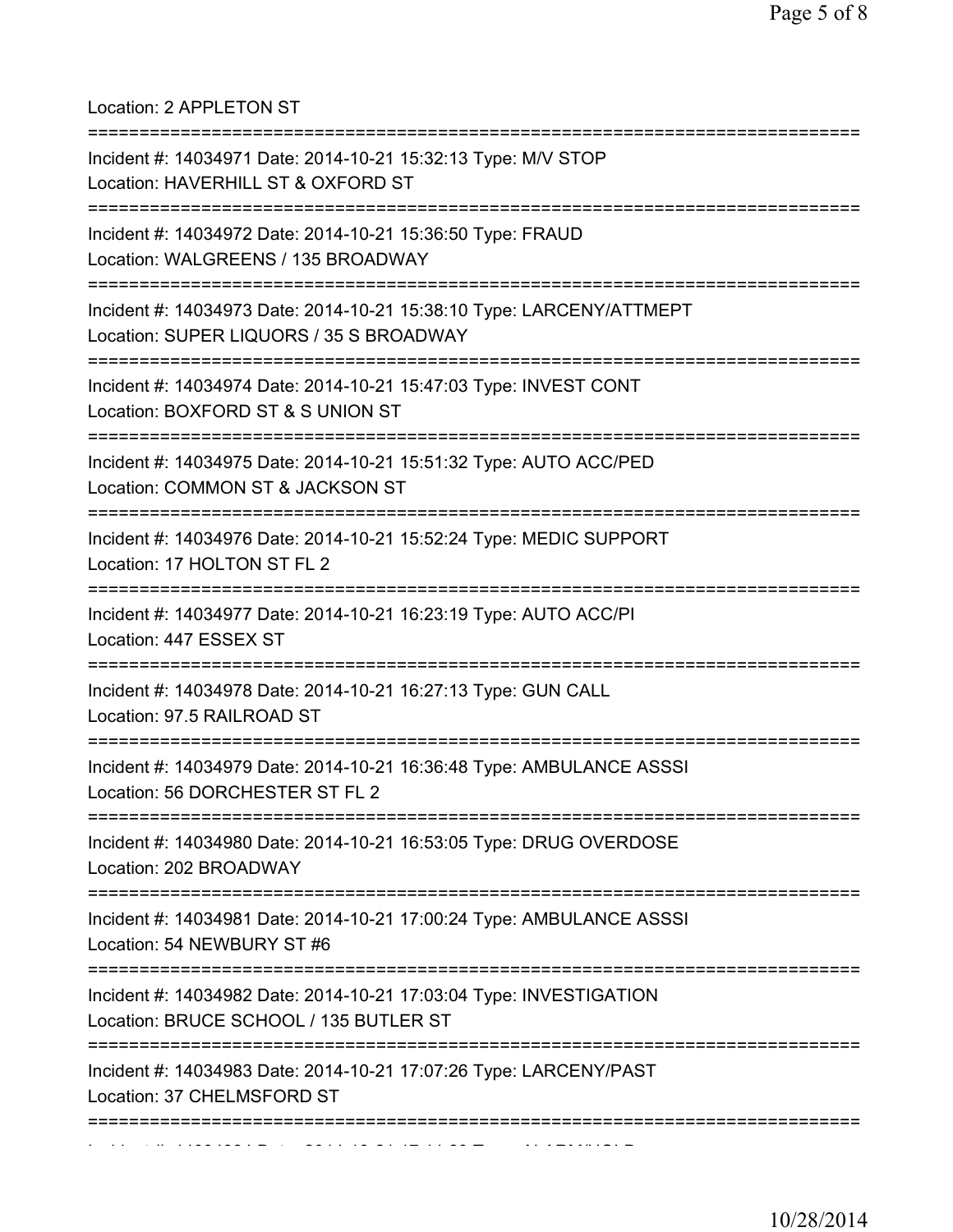Location: 2 APPLETON ST

===========================================================================

Incident #: 14034971 Date: 2014-10-21 15:32:13 Type: M/V STOP

Location: HAVERHILL ST & OXFORD ST

===========================================================================

Incident #: 14034972 Date: 2014-10-21 15:36:50 Type: FRAUD

Location: WALGREENS / 135 BROADWAY

===========================================================================

Incident #: 14034973 Date: 2014-10-21 15:38:10 Type: LARCENY/ATTMEPT

Location: SUPER LIQUORS / 35 S BROADWAY

===========================================================================

Incident #: 14034974 Date: 2014-10-21 15:47:03 Type: INVEST CONT

Location: BOXFORD ST & S UNION ST

===========================================================================

Incident #: 14034975 Date: 2014-10-21 15:51:32 Type: AUTO ACC/PED

Location: COMMON ST & JACKSON ST

===========================================================================

Incident #: 14034976 Date: 2014-10-21 15:52:24 Type: MEDIC SUPPORT

Location: 17 HOLTON ST FL 2

===========================================================================

Incident #: 14034977 Date: 2014-10-21 16:23:19 Type: AUTO ACC/PI

Location: 447 ESSEX ST

===========================================================================

Incident #: 14034978 Date: 2014-10-21 16:27:13 Type: GUN CALL

Location: 97.5 RAILROAD ST

===========================================================================

Incident #: 14034979 Date: 2014-10-21 16:36:48 Type: AMBULANCE ASSSI

Location: 56 DORCHESTER ST FL 2

===========================================================================

Incident #: 14034980 Date: 2014-10-21 16:53:05 Type: DRUG OVERDOSE

Location: 202 BROADWAY

===========================================================================

Incident #: 14034981 Date: 2014-10-21 17:00:24 Type: AMBULANCE ASSSI

Location: 54 NEWBURY ST #6

===========================================================================

Incident #: 14034982 Date: 2014-10-21 17:03:04 Type: INVESTIGATION

Location: BRUCE SCHOOL / 135 BUTLER ST

===========================================================================

Incident #: 14034983 Date: 2014-10-21 17:07:26 Type: LARCENY/PAST

Location: 37 CHELMSFORD ST

===========================================================================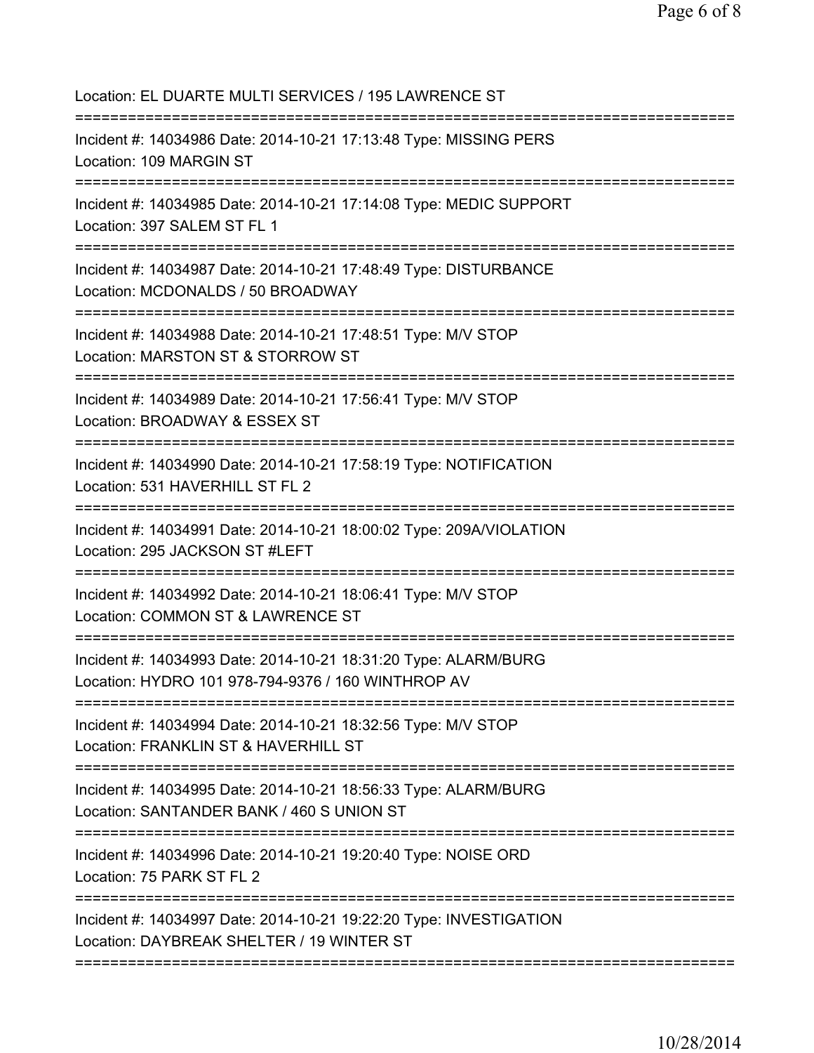Location: EL DUARTE MULTI SERVICES / 195 LAWRENCE ST

===========================================================================

Incident #: 14034986 Date: 2014-10-21 17:13:48 Type: MISSING PERS
Location: 109 MARGIN ST

===========================================================================

Incident #: 14034985 Date: 2014-10-21 17:14:08 Type: MEDIC SUPPORT
Location: 397 SALEM ST FL 1

===========================================================================

Incident #: 14034987 Date: 2014-10-21 17:48:49 Type: DISTURBANCE
Location: MCDONALDS / 50 BROADWAY

===========================================================================

Incident #: 14034988 Date: 2014-10-21 17:48:51 Type: M/V STOP
Location: MARSTON ST & STORROW ST

===========================================================================

Incident #: 14034989 Date: 2014-10-21 17:56:41 Type: M/V STOP
Location: BROADWAY & ESSEX ST

===========================================================================

Incident #: 14034990 Date: 2014-10-21 17:58:19 Type: NOTIFICATION
Location: 531 HAVERHILL ST FL 2

===========================================================================

Incident #: 14034991 Date: 2014-10-21 18:00:02 Type: 209A/VIOLATION
Location: 295 JACKSON ST #LEFT

===========================================================================

Incident #: 14034992 Date: 2014-10-21 18:06:41 Type: M/V STOP
Location: COMMON ST & LAWRENCE ST

===========================================================================

Incident #: 14034993 Date: 2014-10-21 18:31:20 Type: ALARM/BURG
Location: HYDRO 101 978-794-9376 / 160 WINTHROP AV

===========================================================================

Incident #: 14034994 Date: 2014-10-21 18:32:56 Type: M/V STOP
Location: FRANKLIN ST & HAVERHILL ST

===========================================================================

Incident #: 14034995 Date: 2014-10-21 18:56:33 Type: ALARM/BURG
Location: SANTANDER BANK / 460 S UNION ST

===========================================================================

Incident #: 14034996 Date: 2014-10-21 19:20:40 Type: NOISE ORD
Location: 75 PARK ST FL 2

===========================================================================

Incident #: 14034997 Date: 2014-10-21 19:22:20 Type: INVESTIGATION
Location: DAYBREAK SHELTER / 19 WINTER ST

===========================================================================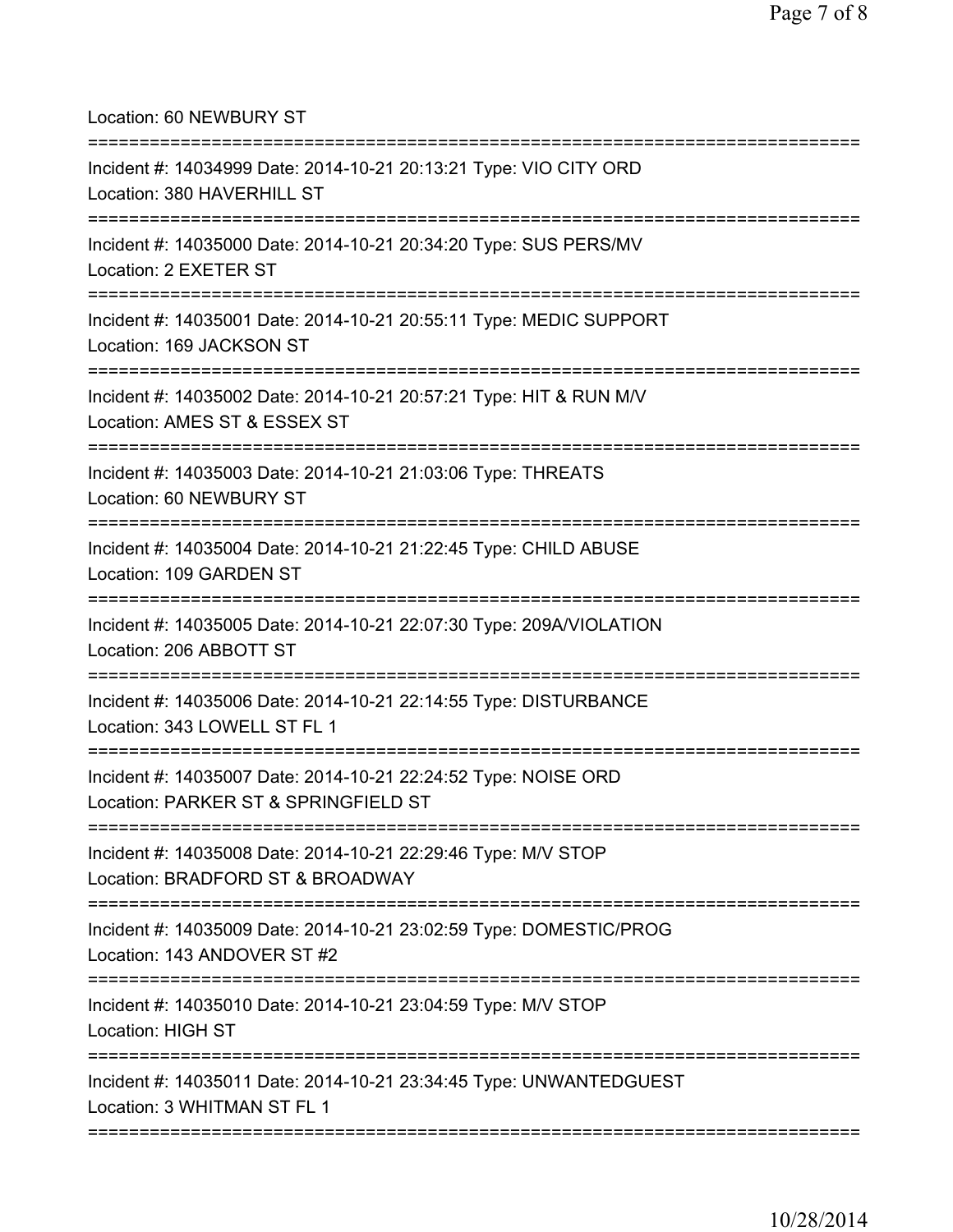Location: 60 NEWBURY ST

===========================================================================

Incident #: 14034999 Date: 2014-10-21 20:13:21 Type: VIO CITY ORD
Location: 380 HAVERHILL ST

===========================================================================

Incident #: 14035000 Date: 2014-10-21 20:34:20 Type: SUS PERS/MV
Location: 2 EXETER ST

===========================================================================

Incident #: 14035001 Date: 2014-10-21 20:55:11 Type: MEDIC SUPPORT
Location: 169 JACKSON ST

===========================================================================

Incident #: 14035002 Date: 2014-10-21 20:57:21 Type: HIT & RUN M/V
Location: AMES ST & ESSEX ST

===========================================================================

Incident #: 14035003 Date: 2014-10-21 21:03:06 Type: THREATS
Location: 60 NEWBURY ST

===========================================================================

Incident #: 14035004 Date: 2014-10-21 21:22:45 Type: CHILD ABUSE
Location: 109 GARDEN ST

===========================================================================

Incident #: 14035005 Date: 2014-10-21 22:07:30 Type: 209A/VIOLATION
Location: 206 ABBOTT ST

===========================================================================

Incident #: 14035006 Date: 2014-10-21 22:14:55 Type: DISTURBANCE
Location: 343 LOWELL ST FL 1

===========================================================================

Incident #: 14035007 Date: 2014-10-21 22:24:52 Type: NOISE ORD
Location: PARKER ST & SPRINGFIELD ST

===========================================================================

Incident #: 14035008 Date: 2014-10-21 22:29:46 Type: M/V STOP
Location: BRADFORD ST & BROADWAY

===========================================================================

Incident #: 14035009 Date: 2014-10-21 23:02:59 Type: DOMESTIC/PROG
Location: 143 ANDOVER ST #2

===========================================================================

Incident #: 14035010 Date: 2014-10-21 23:04:59 Type: M/V STOP
Location: HIGH ST

===========================================================================

Incident #: 14035011 Date: 2014-10-21 23:34:45 Type: UNWANTEDGUEST
Location: 3 WHITMAN ST FL 1

===========================================================================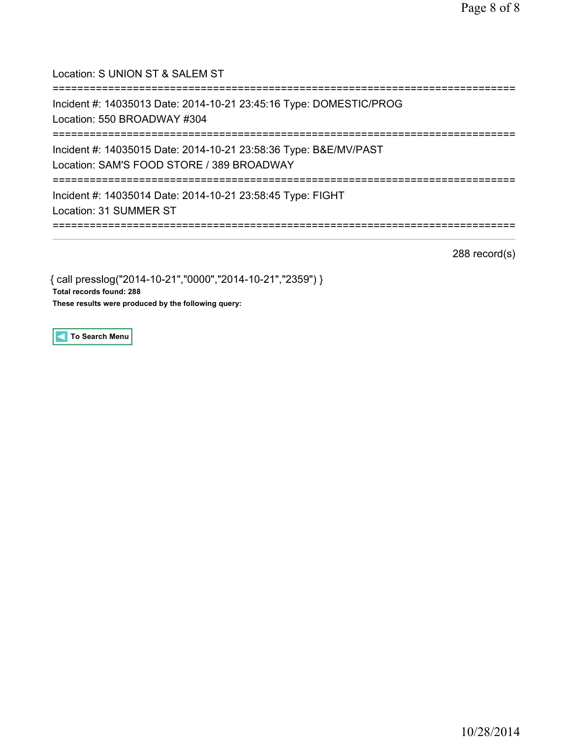Location: S UNION ST & SALEM ST

===========================================================================

Incident #: 14035013 Date: 2014-10-21 23:45:16 Type: DOMESTIC/PROG

Location: 550 BROADWAY #304

===========================================================================

Incident #: 14035015 Date: 2014-10-21 23:58:36 Type: B&E/MV/PAST

Location: SAM'S FOOD STORE / 389 BROADWAY

===========================================================================

Incident #: 14035014 Date: 2014-10-21 23:58:45 Type: FIGHT

Location: 31 SUMMER ST

===========================================================================

288 record(s)

{ call presslog("2014-10-21","0000","2014-10-21","2359") }

**Total records found: 288**

**These results were produced by the following query:**

**To Search Menu**